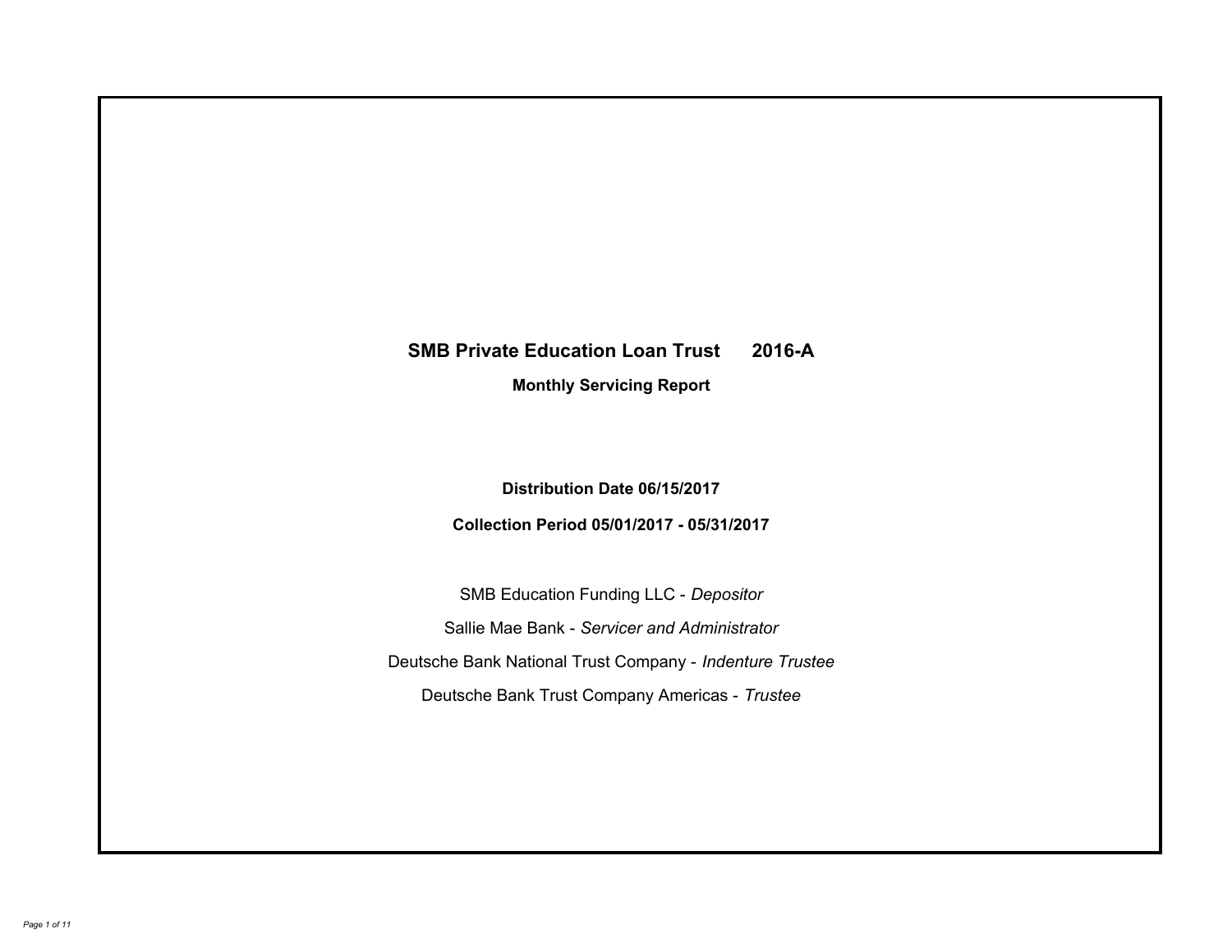# SMB Private Education Loan Trust 2016-A

## Monthly Servicing Report

**Distribution Date 06/15/2017**

**Collection Period 05/01/2017 - 05/31/2017**

SMB Education Funding LLC - *Depositor*

Sallie Mae Bank - *Servicer and Administrator*

Deutsche Bank National Trust Company - *Indenture Trustee*

Deutsche Bank Trust Company Americas - *Trustee*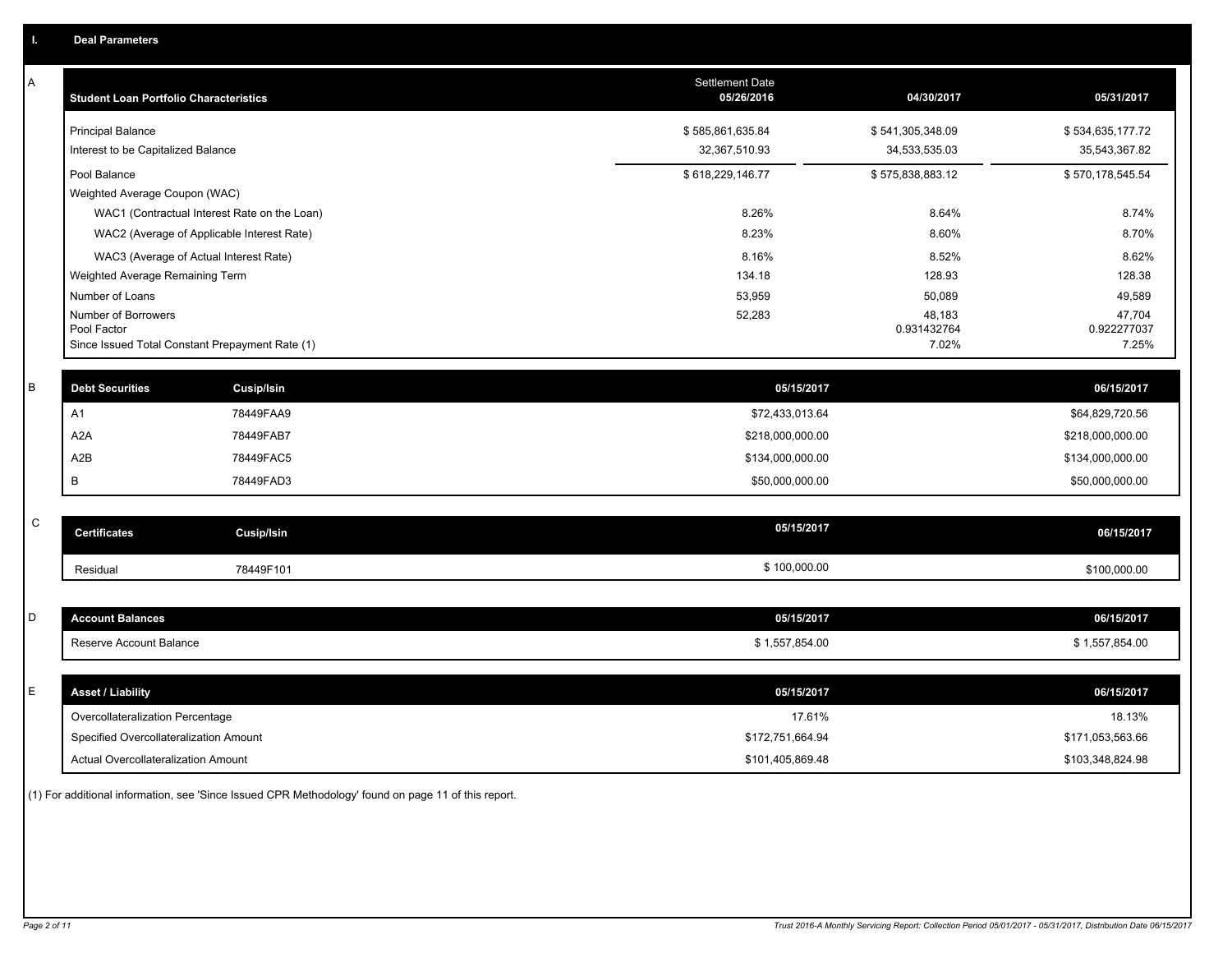## I. Deal Parameters

### A

| Student Loan Portfolio Characteristics | Settlement Date 05/26/2016 | 04/30/2017 | 05/31/2017 |
|---|---|---|---|
| Principal Balance | $ 585,861,635.84 | $ 541,305,348.09 | $ 534,635,177.72 |
| Interest to be Capitalized Balance | 32,367,510.93 | 34,533,535.03 | 35,543,367.82 |
| Pool Balance | $ 618,229,146.77 | $ 575,838,883.12 | $ 570,178,545.54 |
| Weighted Average Coupon (WAC) | | | |
| WAC1 (Contractual Interest Rate on the Loan) | 8.26% | 8.64% | 8.74% |
| WAC2 (Average of Applicable Interest Rate) | 8.23% | 8.60% | 8.70% |
| WAC3 (Average of Actual Interest Rate) | 8.16% | 8.52% | 8.62% |
| Weighted Average Remaining Term | 134.18 | 128.93 | 128.38 |
| Number of Loans | 53,959 | 50,089 | 49,589 |
| Number of Borrowers | 52,283 | 48,183 | 47,704 |
| Pool Factor | | 0.931432764 | 0.922277037 |
| Since Issued Total Constant Prepayment Rate (1) | | 7.02% | 7.25% |

### B

| Debt Securities | Cusip/Isin | 05/15/2017 | 06/15/2017 |
|---|---|---|---|
| A1 | 78449FAA9 | $72,433,013.64 | $64,829,720.56 |
| A2A | 78449FAB7 | $218,000,000.00 | $218,000,000.00 |
| A2B | 78449FAC5 | $134,000,000.00 | $134,000,000.00 |
| B | 78449FAD3 | $50,000,000.00 | $50,000,000.00 |

### C

| Certificates | Cusip/Isin | 05/15/2017 | 06/15/2017 |
|---|---|---|---|
| Residual | 78449F101 | $ 100,000.00 | $100,000.00 |

### D

| Account Balances | 05/15/2017 | 06/15/2017 |
|---|---|---|
| Reserve Account Balance | $ 1,557,854.00 | $ 1,557,854.00 |

### E

| Asset / Liability | 05/15/2017 | 06/15/2017 |
|---|---|---|
| Overcollateralization Percentage | 17.61% | 18.13% |
| Specified Overcollateralization Amount | $172,751,664.94 | $171,053,563.66 |
| Actual Overcollateralization Amount | $101,405,869.48 | $103,348,824.98 |

(1) For additional information, see 'Since Issued CPR Methodology' found on page 11 of this report.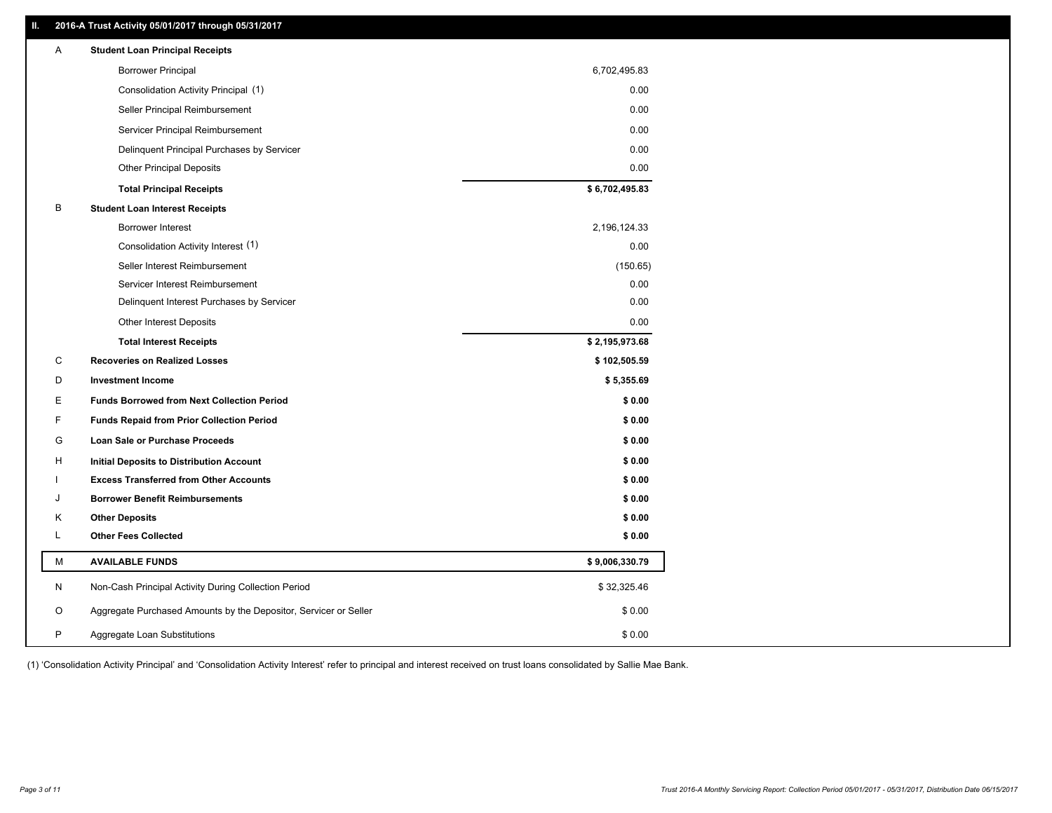## II. 2016-A Trust Activity 05/01/2017 through 05/31/2017

| | | |
|---|---|---|
| A | **Student Loan Principal Receipts** | |
| | Borrower Principal | 6,702,495.83 |
| | Consolidation Activity Principal (1) | 0.00 |
| | Seller Principal Reimbursement | 0.00 |
| | Servicer Principal Reimbursement | 0.00 |
| | Delinquent Principal Purchases by Servicer | 0.00 |
| | Other Principal Deposits | 0.00 |
| | **Total Principal Receipts** | **$ 6,702,495.83** |
| B | **Student Loan Interest Receipts** | |
| | Borrower Interest | 2,196,124.33 |
| | Consolidation Activity Interest (1) | 0.00 |
| | Seller Interest Reimbursement | (150.65) |
| | Servicer Interest Reimbursement | 0.00 |
| | Delinquent Interest Purchases by Servicer | 0.00 |
| | Other Interest Deposits | 0.00 |
| | **Total Interest Receipts** | **$ 2,195,973.68** |
| C | **Recoveries on Realized Losses** | **$ 102,505.59** |
| D | **Investment Income** | **$ 5,355.69** |
| E | **Funds Borrowed from Next Collection Period** | **$ 0.00** |
| F | **Funds Repaid from Prior Collection Period** | **$ 0.00** |
| G | **Loan Sale or Purchase Proceeds** | **$ 0.00** |
| H | **Initial Deposits to Distribution Account** | **$ 0.00** |
| I | **Excess Transferred from Other Accounts** | **$ 0.00** |
| J | **Borrower Benefit Reimbursements** | **$ 0.00** |
| K | **Other Deposits** | **$ 0.00** |
| L | **Other Fees Collected** | **$ 0.00** |
| M | **AVAILABLE FUNDS** | **$ 9,006,330.79** |
| N | Non-Cash Principal Activity During Collection Period | $ 32,325.46 |
| O | Aggregate Purchased Amounts by the Depositor, Servicer or Seller | $ 0.00 |
| P | Aggregate Loan Substitutions | $ 0.00 |

(1) 'Consolidation Activity Principal' and 'Consolidation Activity Interest' refer to principal and interest received on trust loans consolidated by Sallie Mae Bank.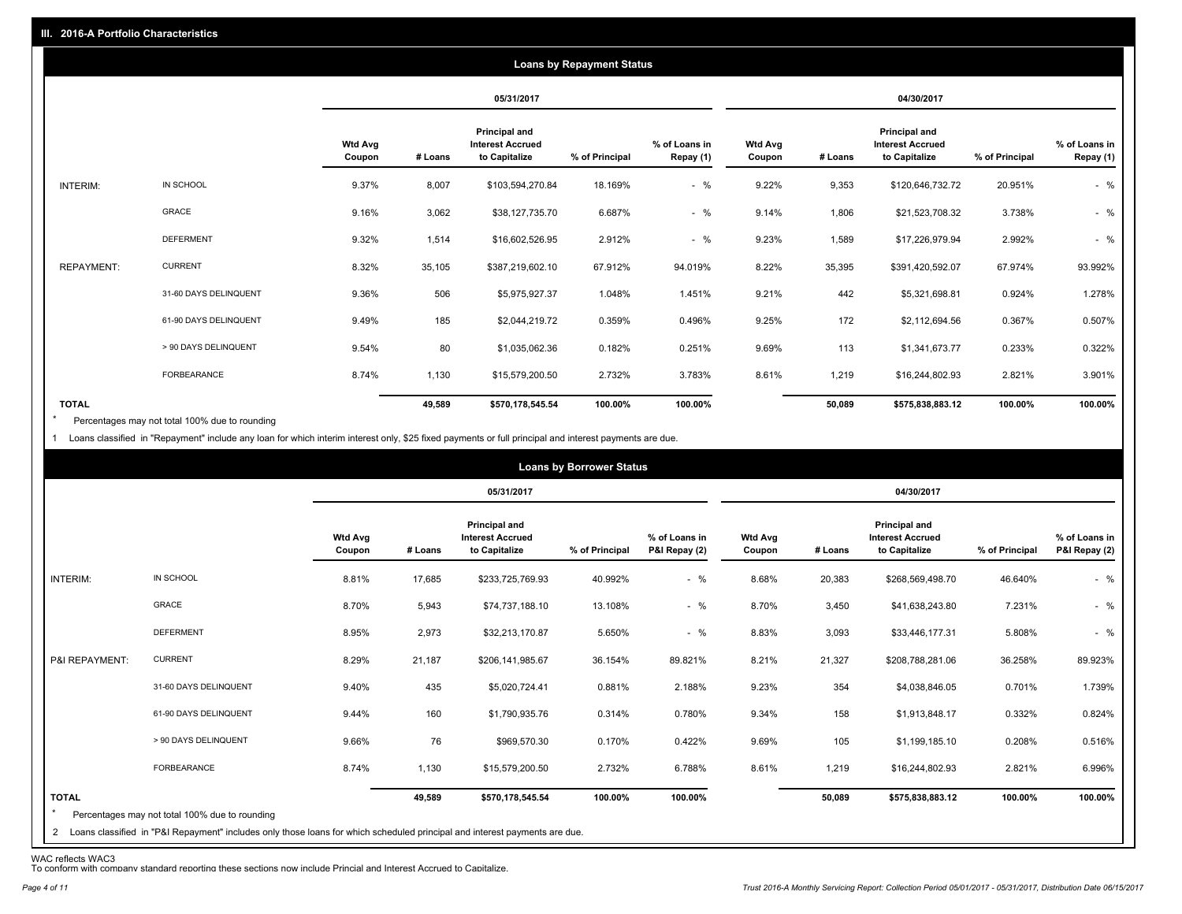## III. 2016-A Portfolio Characteristics

### Loans by Repayment Status

| | | 05/31/2017 | | | | | 04/30/2017 | | | | |
|---|---|---|---|---|---|---|---|---|---|---|---|
| | | Wtd Avg Coupon | # Loans | Principal and Interest Accrued to Capitalize | % of Principal | % of Loans in Repay (1) | Wtd Avg Coupon | # Loans | Principal and Interest Accrued to Capitalize | % of Principal | % of Loans in Repay (1) |
| INTERIM: | IN SCHOOL | 9.37% | 8,007 | $103,594,270.84 | 18.169% | - % | 9.22% | 9,353 | $120,646,732.72 | 20.951% | - % |
| | GRACE | 9.16% | 3,062 | $38,127,735.70 | 6.687% | - % | 9.14% | 1,806 | $21,523,708.32 | 3.738% | - % |
| | DEFERMENT | 9.32% | 1,514 | $16,602,526.95 | 2.912% | - % | 9.23% | 1,589 | $17,226,979.94 | 2.992% | - % |
| REPAYMENT: | CURRENT | 8.32% | 35,105 | $387,219,602.10 | 67.912% | 94.019% | 8.22% | 35,395 | $391,420,592.07 | 67.974% | 93.992% |
| | 31-60 DAYS DELINQUENT | 9.36% | 506 | $5,975,927.37 | 1.048% | 1.451% | 9.21% | 442 | $5,321,698.81 | 0.924% | 1.278% |
| | 61-90 DAYS DELINQUENT | 9.49% | 185 | $2,044,219.72 | 0.359% | 0.496% | 9.25% | 172 | $2,112,694.56 | 0.367% | 0.507% |
| | > 90 DAYS DELINQUENT | 9.54% | 80 | $1,035,062.36 | 0.182% | 0.251% | 9.69% | 113 | $1,341,673.77 | 0.233% | 0.322% |
| | FORBEARANCE | 8.74% | 1,130 | $15,579,200.50 | 2.732% | 3.783% | 8.61% | 1,219 | $16,244,802.93 | 2.821% | 3.901% |
| **TOTAL** | | | **49,589** | **$570,178,545.54** | **100.00%** | **100.00%** | | **50,089** | **$575,838,883.12** | **100.00%** | **100.00%** |

\* Percentages may not total 100% due to rounding

1 Loans classified in "Repayment" include any loan for which interim interest only, $25 fixed payments or full principal and interest payments are due.

### Loans by Borrower Status

| | | 05/31/2017 | | | | | 04/30/2017 | | | | |
|---|---|---|---|---|---|---|---|---|---|---|---|
| | | Wtd Avg Coupon | # Loans | Principal and Interest Accrued to Capitalize | % of Principal | % of Loans in P&I Repay (2) | Wtd Avg Coupon | # Loans | Principal and Interest Accrued to Capitalize | % of Principal | % of Loans in P&I Repay (2) |
| INTERIM: | IN SCHOOL | 8.81% | 17,685 | $233,725,769.93 | 40.992% | - % | 8.68% | 20,383 | $268,569,498.70 | 46.640% | - % |
| | GRACE | 8.70% | 5,943 | $74,737,188.10 | 13.108% | - % | 8.70% | 3,450 | $41,638,243.80 | 7.231% | - % |
| | DEFERMENT | 8.95% | 2,973 | $32,213,170.87 | 5.650% | - % | 8.83% | 3,093 | $33,446,177.31 | 5.808% | - % |
| P&I REPAYMENT: | CURRENT | 8.29% | 21,187 | $206,141,985.67 | 36.154% | 89.821% | 8.21% | 21,327 | $208,788,281.06 | 36.258% | 89.923% |
| | 31-60 DAYS DELINQUENT | 9.40% | 435 | $5,020,724.41 | 0.881% | 2.188% | 9.23% | 354 | $4,038,846.05 | 0.701% | 1.739% |
| | 61-90 DAYS DELINQUENT | 9.44% | 160 | $1,790,935.76 | 0.314% | 0.780% | 9.34% | 158 | $1,913,848.17 | 0.332% | 0.824% |
| | > 90 DAYS DELINQUENT | 9.66% | 76 | $969,570.30 | 0.170% | 0.422% | 9.69% | 105 | $1,199,185.10 | 0.208% | 0.516% |
| | FORBEARANCE | 8.74% | 1,130 | $15,579,200.50 | 2.732% | 6.788% | 8.61% | 1,219 | $16,244,802.93 | 2.821% | 6.996% |
| **TOTAL** | | | **49,589** | **$570,178,545.54** | **100.00%** | **100.00%** | | **50,089** | **$575,838,883.12** | **100.00%** | **100.00%** |

\* Percentages may not total 100% due to rounding

2 Loans classified in "P&I Repayment" includes only those loans for which scheduled principal and interest payments are due.

WAC reflects WAC3

To conform with company standard reporting these sections now include Princial and Interest Accrued to Capitalize.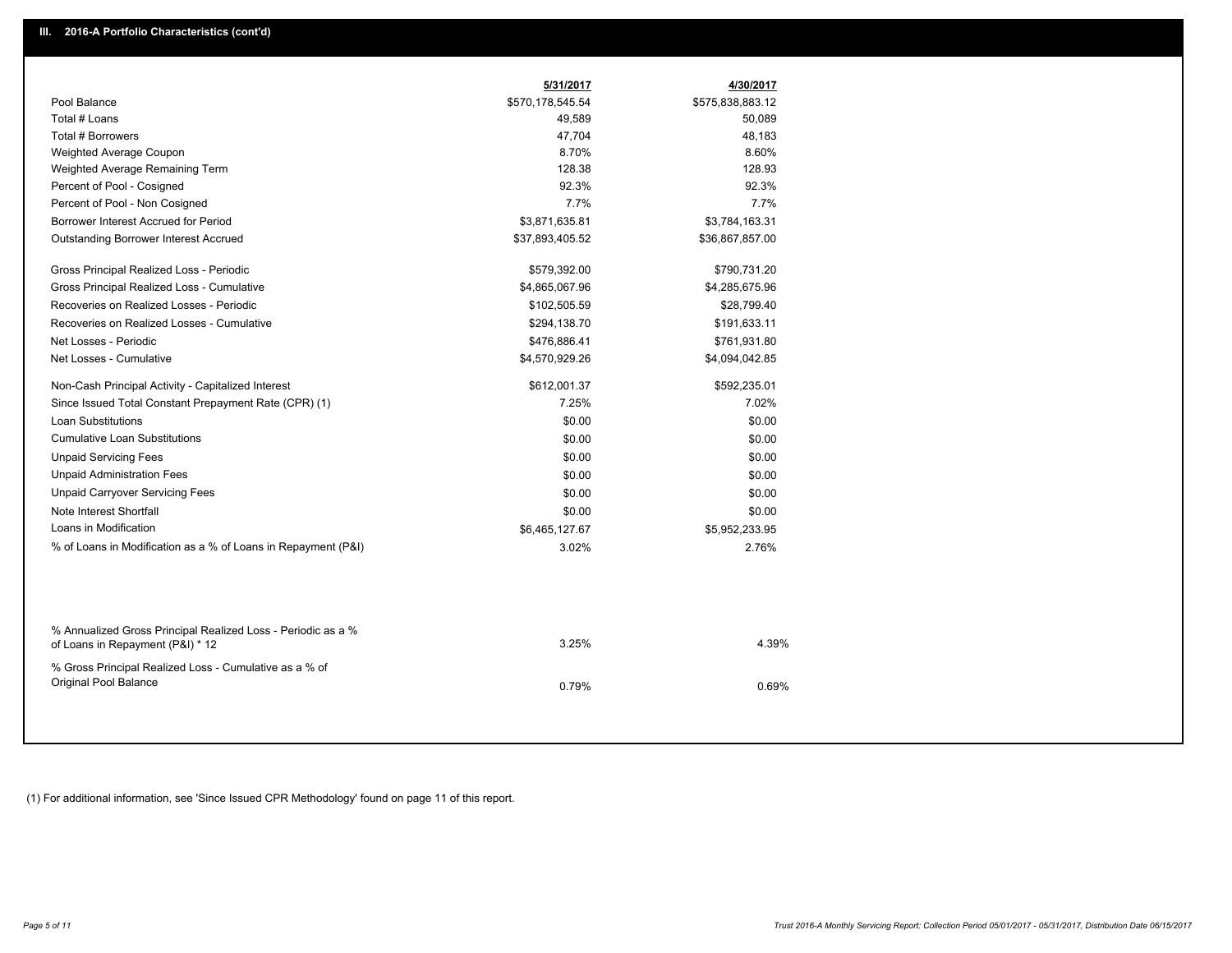## III. 2016-A Portfolio Characteristics (cont'd)

| | 5/31/2017 | 4/30/2017 |
|---|---|---|
| Pool Balance | $570,178,545.54 | $575,838,883.12 |
| Total # Loans | 49,589 | 50,089 |
| Total # Borrowers | 47,704 | 48,183 |
| Weighted Average Coupon | 8.70% | 8.60% |
| Weighted Average Remaining Term | 128.38 | 128.93 |
| Percent of Pool - Cosigned | 92.3% | 92.3% |
| Percent of Pool - Non Cosigned | 7.7% | 7.7% |
| Borrower Interest Accrued for Period | $3,871,635.81 | $3,784,163.31 |
| Outstanding Borrower Interest Accrued | $37,893,405.52 | $36,867,857.00 |
| Gross Principal Realized Loss - Periodic | $579,392.00 | $790,731.20 |
| Gross Principal Realized Loss - Cumulative | $4,865,067.96 | $4,285,675.96 |
| Recoveries on Realized Losses - Periodic | $102,505.59 | $28,799.40 |
| Recoveries on Realized Losses - Cumulative | $294,138.70 | $191,633.11 |
| Net Losses - Periodic | $476,886.41 | $761,931.80 |
| Net Losses - Cumulative | $4,570,929.26 | $4,094,042.85 |
| Non-Cash Principal Activity - Capitalized Interest | $612,001.37 | $592,235.01 |
| Since Issued Total Constant Prepayment Rate (CPR) (1) | 7.25% | 7.02% |
| Loan Substitutions | $0.00 | $0.00 |
| Cumulative Loan Substitutions | $0.00 | $0.00 |
| Unpaid Servicing Fees | $0.00 | $0.00 |
| Unpaid Administration Fees | $0.00 | $0.00 |
| Unpaid Carryover Servicing Fees | $0.00 | $0.00 |
| Note Interest Shortfall | $0.00 | $0.00 |
| Loans in Modification | $6,465,127.67 | $5,952,233.95 |
| % of Loans in Modification as a % of Loans in Repayment (P&I) | 3.02% | 2.76% |
| % Annualized Gross Principal Realized Loss - Periodic as a % of Loans in Repayment (P&I) * 12 | 3.25% | 4.39% |
| % Gross Principal Realized Loss - Cumulative as a % of Original Pool Balance | 0.79% | 0.69% |

(1) For additional information, see 'Since Issued CPR Methodology' found on page 11 of this report.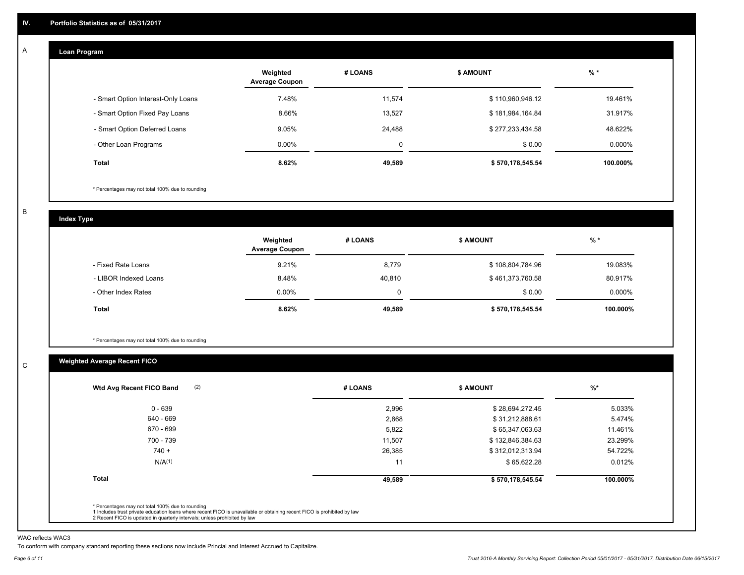## IV. Portfolio Statistics as of 05/31/2017

### A Loan Program

| | Weighted Average Coupon | # LOANS | $ AMOUNT | % * |
|---|---|---|---|---|
| - Smart Option Interest-Only Loans | 7.48% | 11,574 | $ 110,960,946.12 | 19.461% |
| - Smart Option Fixed Pay Loans | 8.66% | 13,527 | $ 181,984,164.84 | 31.917% |
| - Smart Option Deferred Loans | 9.05% | 24,488 | $ 277,233,434.58 | 48.622% |
| - Other Loan Programs | 0.00% | 0 | $ 0.00 | 0.000% |
| **Total** | **8.62%** | **49,589** | **$ 570,178,545.54** | **100.000%** |

* Percentages may not total 100% due to rounding

### B Index Type

| | Weighted Average Coupon | # LOANS | $ AMOUNT | % * |
|---|---|---|---|---|
| - Fixed Rate Loans | 9.21% | 8,779 | $ 108,804,784.96 | 19.083% |
| - LIBOR Indexed Loans | 8.48% | 40,810 | $ 461,373,760.58 | 80.917% |
| - Other Index Rates | 0.00% | 0 | $ 0.00 | 0.000% |
| **Total** | **8.62%** | **49,589** | **$ 570,178,545.54** | **100.000%** |

* Percentages may not total 100% due to rounding

### C Weighted Average Recent FICO

| Wtd Avg Recent FICO Band (2) | # LOANS | $ AMOUNT | %* |
|---|---|---|---|
| 0 - 639 | 2,996 | $ 28,694,272.45 | 5.033% |
| 640 - 669 | 2,868 | $ 31,212,888.61 | 5.474% |
| 670 - 699 | 5,822 | $ 65,347,063.63 | 11.461% |
| 700 - 739 | 11,507 | $ 132,846,384.63 | 23.299% |
| 740 + | 26,385 | $ 312,012,313.94 | 54.722% |
| N/A(1) | 11 | $ 65,622.28 | 0.012% |
| **Total** | **49,589** | **$ 570,178,545.54** | **100.000%** |

* Percentages may not total 100% due to rounding
1 Includes trust private education loans where recent FICO is unavailable or obtaining recent FICO is prohibited by law
2 Recent FICO is updated in quarterly intervals; unless prohibited by law

WAC reflects WAC3

To conform with company standard reporting these sections now include Princial and Interest Accrued to Capitalize.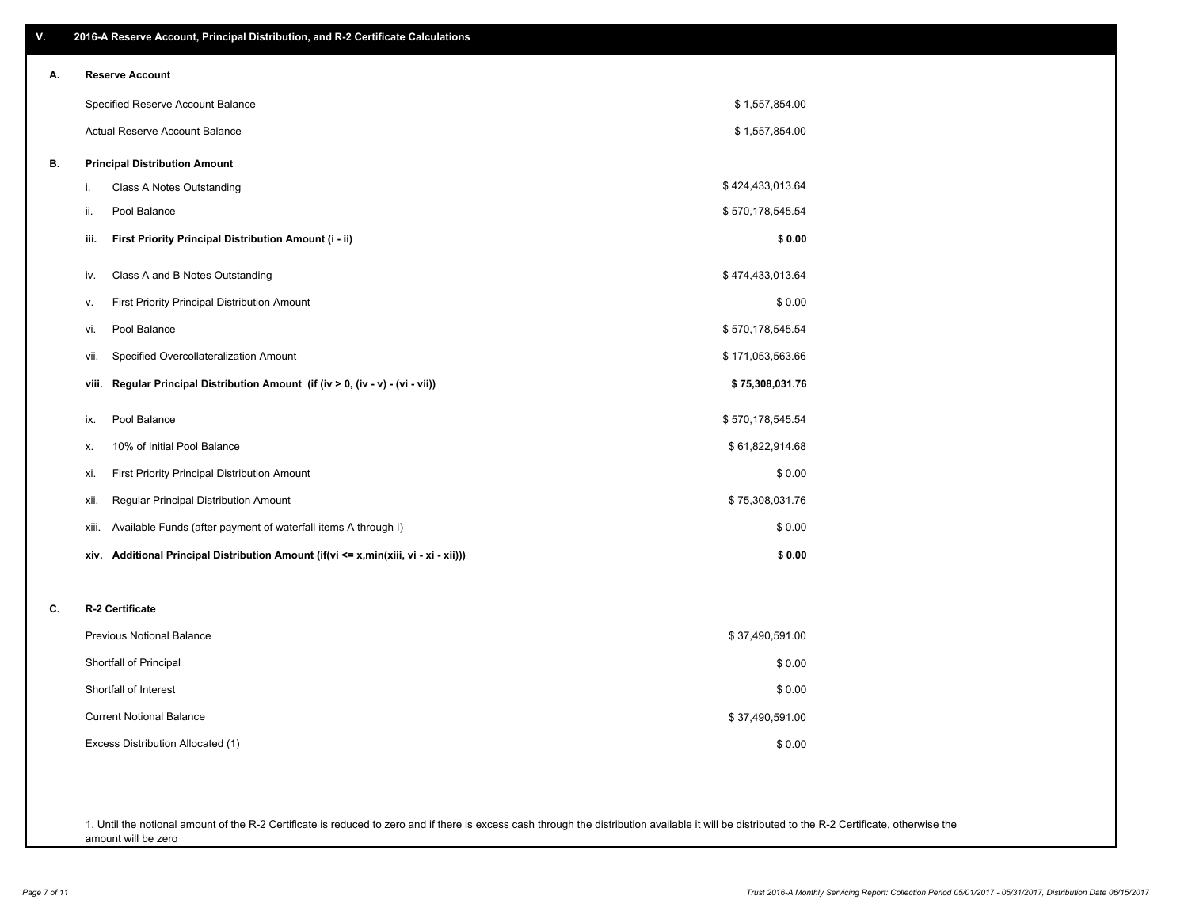## V. 2016-A Reserve Account, Principal Distribution, and R-2 Certificate Calculations

### A. Reserve Account

| | |
|---|---|
| Specified Reserve Account Balance | $ 1,557,854.00 |
| Actual Reserve Account Balance | $ 1,557,854.00 |

### B. Principal Distribution Amount

| | | |
|---|---|---|
| i. | Class A Notes Outstanding | $ 424,433,013.64 |
| ii. | Pool Balance | $ 570,178,545.54 |
| **iii.** | **First Priority Principal Distribution Amount (i - ii)** | **$ 0.00** |
| iv. | Class A and B Notes Outstanding | $ 474,433,013.64 |
| v. | First Priority Principal Distribution Amount | $ 0.00 |
| vi. | Pool Balance | $ 570,178,545.54 |
| vii. | Specified Overcollateralization Amount | $ 171,053,563.66 |
| **viii.** | **Regular Principal Distribution Amount (if (iv > 0, (iv - v) - (vi - vii))** | **$ 75,308,031.76** |
| ix. | Pool Balance | $ 570,178,545.54 |
| x. | 10% of Initial Pool Balance | $ 61,822,914.68 |
| xi. | First Priority Principal Distribution Amount | $ 0.00 |
| xii. | Regular Principal Distribution Amount | $ 75,308,031.76 |
| xiii. | Available Funds (after payment of waterfall items A through I) | $ 0.00 |
| **xiv.** | **Additional Principal Distribution Amount (if(vi <= x,min(xiii, vi - xi - xii)))** | **$ 0.00** |

### C. R-2 Certificate

| | |
|---|---|
| Previous Notional Balance | $ 37,490,591.00 |
| Shortfall of Principal | $ 0.00 |
| Shortfall of Interest | $ 0.00 |
| Current Notional Balance | $ 37,490,591.00 |
| Excess Distribution Allocated (1) | $ 0.00 |

1. Until the notional amount of the R-2 Certificate is reduced to zero and if there is excess cash through the distribution available it will be distributed to the R-2 Certificate, otherwise the amount will be zero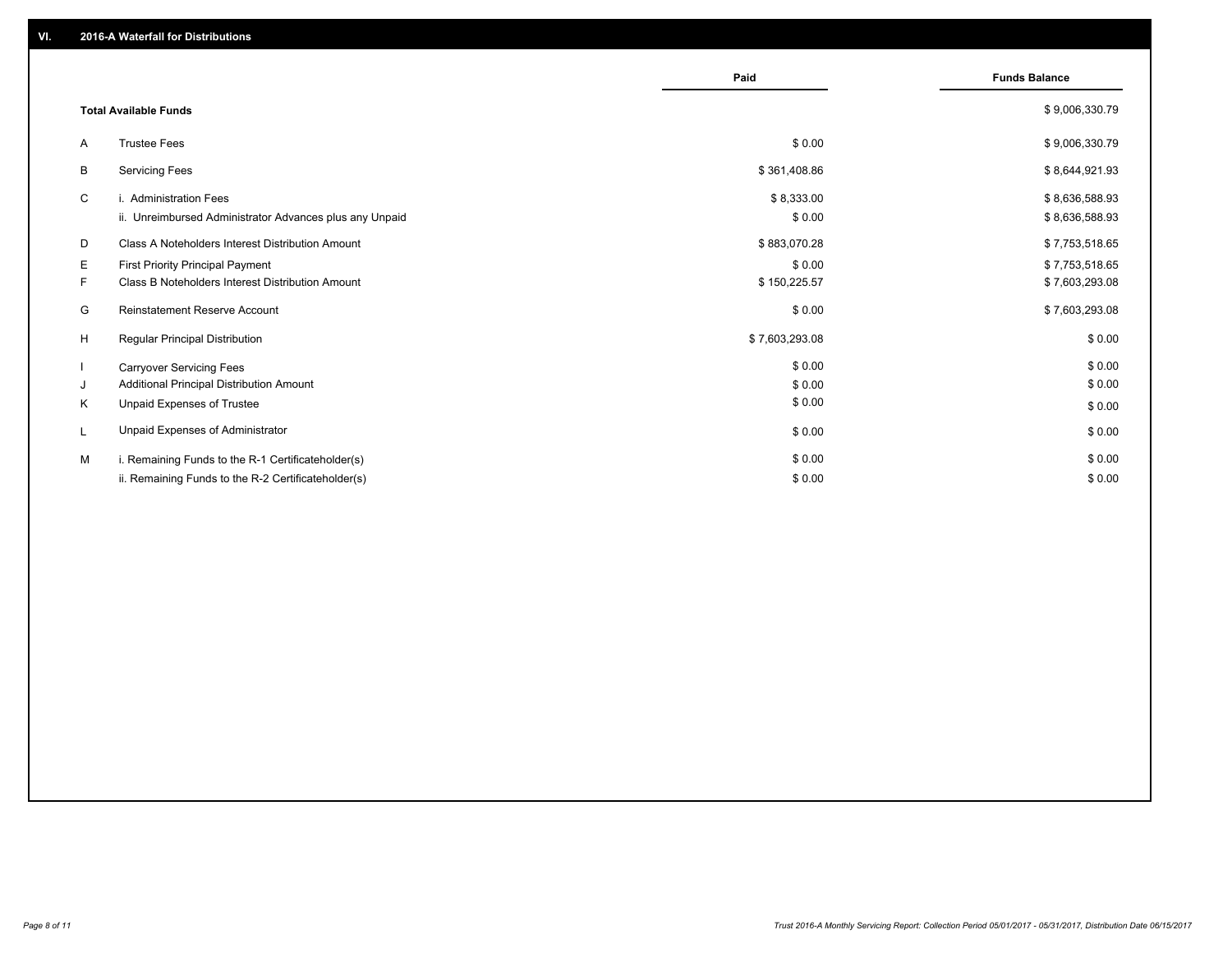## VI. 2016-A Waterfall for Distributions

| | | Paid | Funds Balance |
|---|---|---|---|
| | **Total Available Funds** | | $ 9,006,330.79 |
| A | Trustee Fees | $ 0.00 | $ 9,006,330.79 |
| B | Servicing Fees | $ 361,408.86 | $ 8,644,921.93 |
| C | i. Administration Fees | $ 8,333.00 | $ 8,636,588.93 |
| | ii. Unreimbursed Administrator Advances plus any Unpaid | $ 0.00 | $ 8,636,588.93 |
| D | Class A Noteholders Interest Distribution Amount | $ 883,070.28 | $ 7,753,518.65 |
| E | First Priority Principal Payment | $ 0.00 | $ 7,753,518.65 |
| F | Class B Noteholders Interest Distribution Amount | $ 150,225.57 | $ 7,603,293.08 |
| G | Reinstatement Reserve Account | $ 0.00 | $ 7,603,293.08 |
| H | Regular Principal Distribution | $ 7,603,293.08 | $ 0.00 |
| I | Carryover Servicing Fees | $ 0.00 | $ 0.00 |
| J | Additional Principal Distribution Amount | $ 0.00 | $ 0.00 |
| K | Unpaid Expenses of Trustee | $ 0.00 | $ 0.00 |
| L | Unpaid Expenses of Administrator | $ 0.00 | $ 0.00 |
| M | i. Remaining Funds to the R-1 Certificateholder(s) | $ 0.00 | $ 0.00 |
| | ii. Remaining Funds to the R-2 Certificateholder(s) | $ 0.00 | $ 0.00 |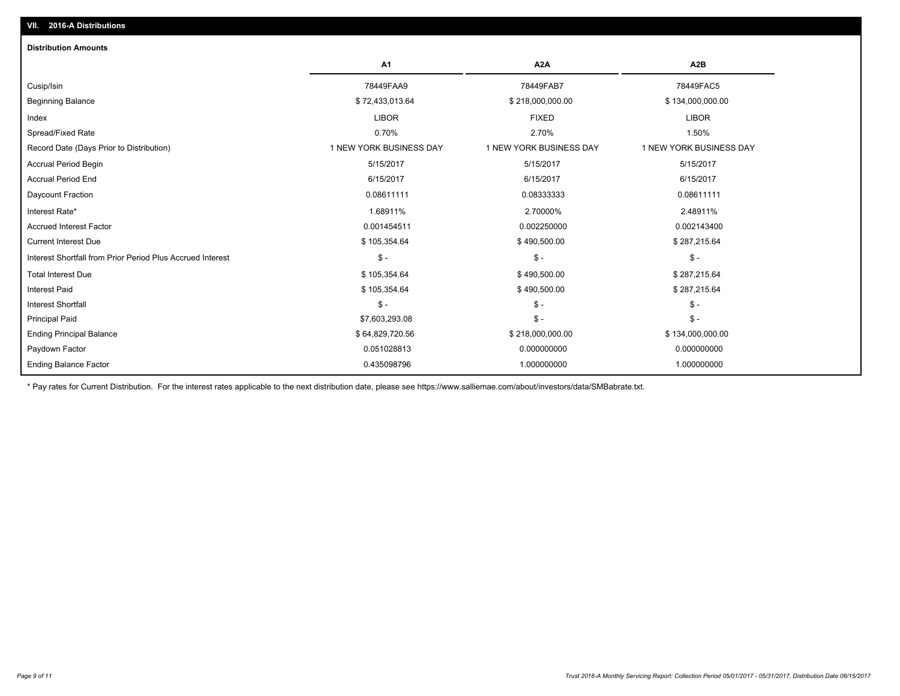## VII. 2016-A Distributions

### Distribution Amounts

| | A1 | A2A | A2B |
|---|---|---|---|
| Cusip/Isin | 78449FAA9 | 78449FAB7 | 78449FAC5 |
| Beginning Balance | $ 72,433,013.64 | $ 218,000,000.00 | $ 134,000,000.00 |
| Index | LIBOR | FIXED | LIBOR |
| Spread/Fixed Rate | 0.70% | 2.70% | 1.50% |
| Record Date (Days Prior to Distribution) | 1 NEW YORK BUSINESS DAY | 1 NEW YORK BUSINESS DAY | 1 NEW YORK BUSINESS DAY |
| Accrual Period Begin | 5/15/2017 | 5/15/2017 | 5/15/2017 |
| Accrual Period End | 6/15/2017 | 6/15/2017 | 6/15/2017 |
| Daycount Fraction | 0.08611111 | 0.08333333 | 0.08611111 |
| Interest Rate* | 1.68911% | 2.70000% | 2.48911% |
| Accrued Interest Factor | 0.001454511 | 0.002250000 | 0.002143400 |
| Current Interest Due | $ 105,354.64 | $ 490,500.00 | $ 287,215.64 |
| Interest Shortfall from Prior Period Plus Accrued Interest | $ - | $ - | $ - |
| Total Interest Due | $ 105,354.64 | $ 490,500.00 | $ 287,215.64 |
| Interest Paid | $ 105,354.64 | $ 490,500.00 | $ 287,215.64 |
| Interest Shortfall | $ - | $ - | $ - |
| Principal Paid | $7,603,293.08 | $ - | $ - |
| Ending Principal Balance | $ 64,829,720.56 | $ 218,000,000.00 | $ 134,000,000.00 |
| Paydown Factor | 0.051028813 | 0.000000000 | 0.000000000 |
| Ending Balance Factor | 0.435098796 | 1.000000000 | 1.000000000 |

* Pay rates for Current Distribution. For the interest rates applicable to the next distribution date, please see https://www.salliemae.com/about/investors/data/SMBabrate.txt.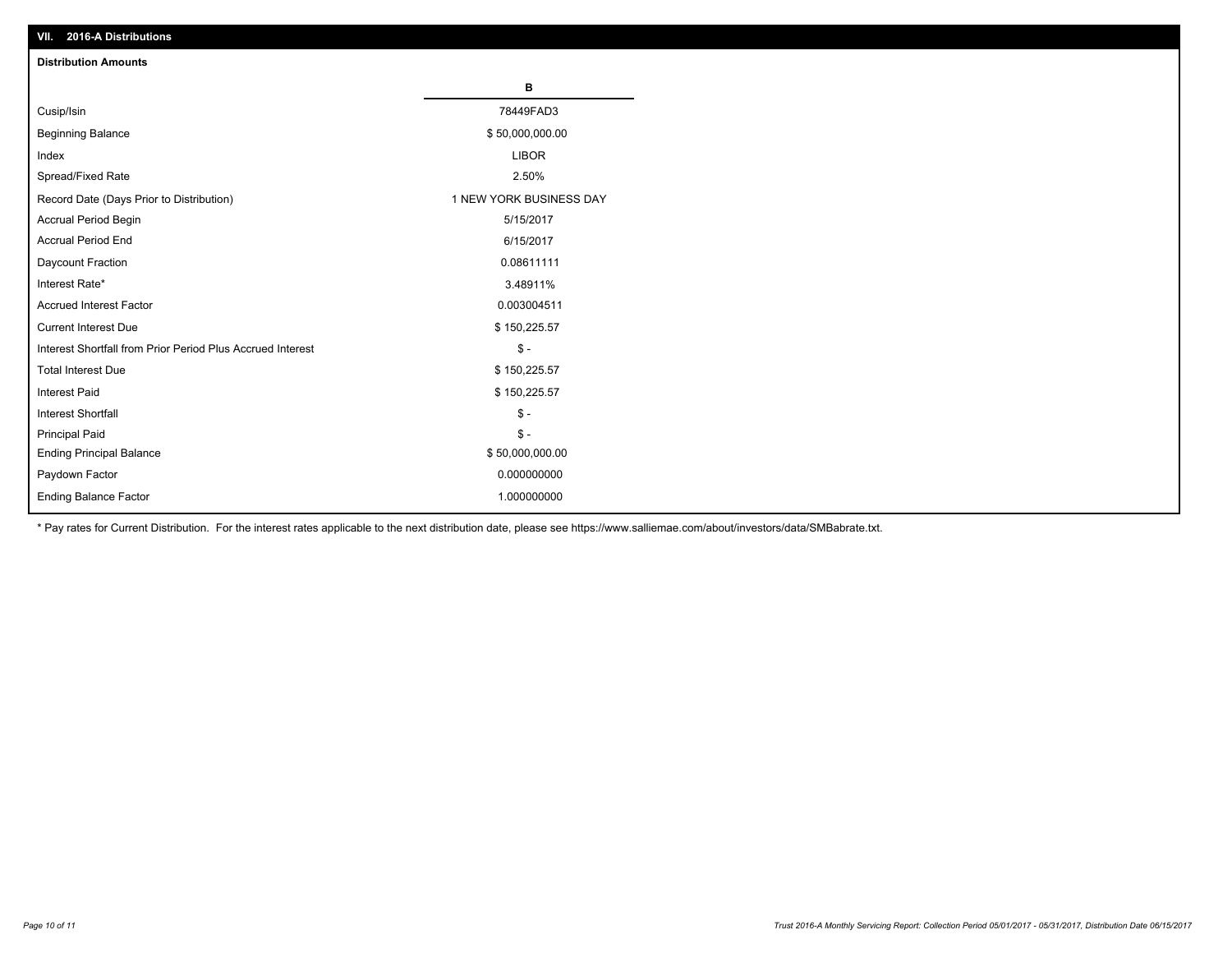## VII. 2016-A Distributions

### Distribution Amounts

| | B |
|---|---|
| Cusip/Isin | 78449FAD3 |
| Beginning Balance | $ 50,000,000.00 |
| Index | LIBOR |
| Spread/Fixed Rate | 2.50% |
| Record Date (Days Prior to Distribution) | 1 NEW YORK BUSINESS DAY |
| Accrual Period Begin | 5/15/2017 |
| Accrual Period End | 6/15/2017 |
| Daycount Fraction | 0.08611111 |
| Interest Rate* | 3.48911% |
| Accrued Interest Factor | 0.003004511 |
| Current Interest Due | $ 150,225.57 |
| Interest Shortfall from Prior Period Plus Accrued Interest | $ - |
| Total Interest Due | $ 150,225.57 |
| Interest Paid | $ 150,225.57 |
| Interest Shortfall | $ - |
| Principal Paid | $ - |
| Ending Principal Balance | $ 50,000,000.00 |
| Paydown Factor | 0.000000000 |
| Ending Balance Factor | 1.000000000 |

* Pay rates for Current Distribution. For the interest rates applicable to the next distribution date, please see https://www.salliemae.com/about/investors/data/SMBabrate.txt.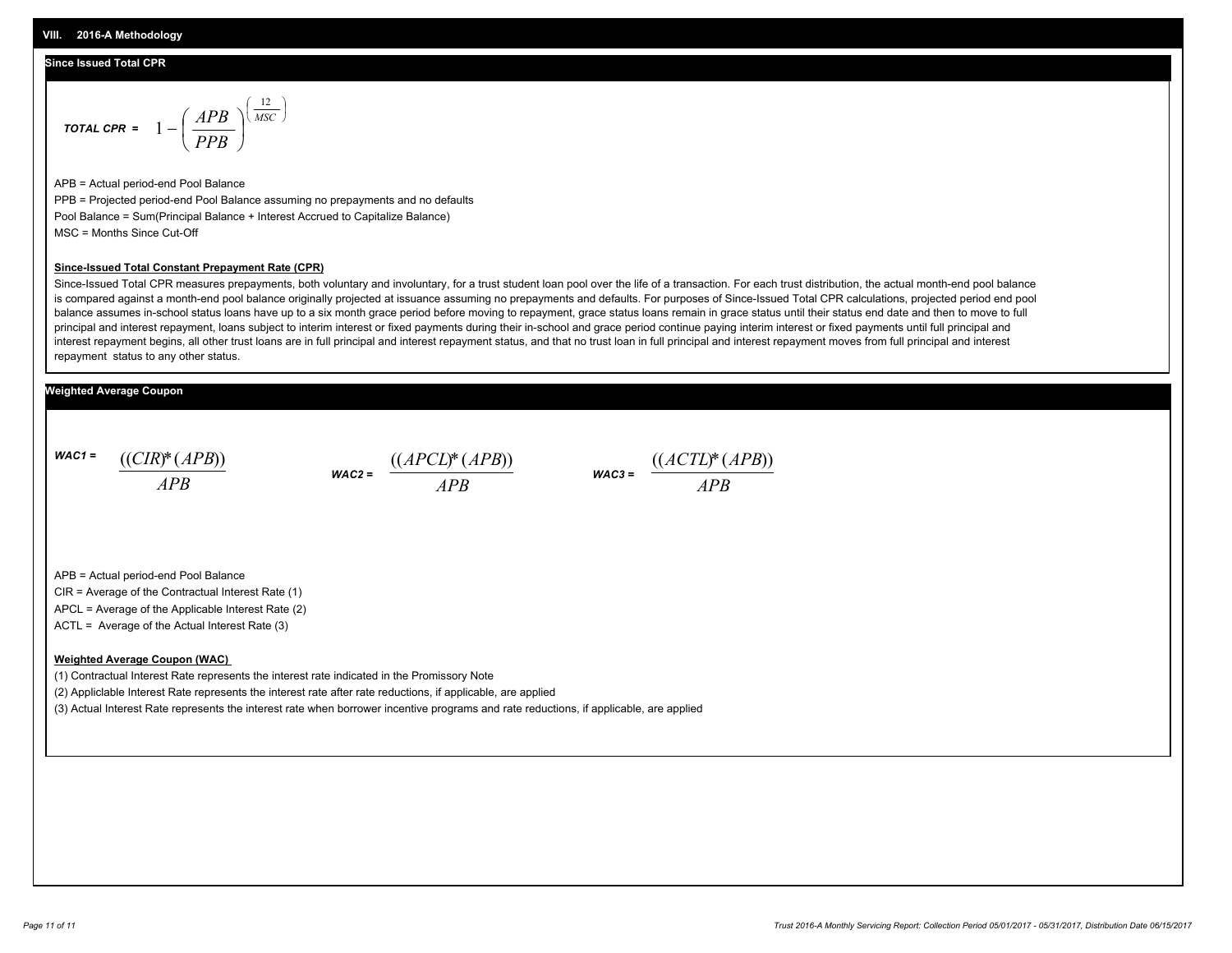## VIII. 2016-A Methodology

### Since Issued Total CPR

$$\textit{TOTAL CPR} = 1 - \left( \frac{APB}{PPB} \right)^{\left( \frac{12}{MSC} \right)}$$

APB = Actual period-end Pool Balance

PPB = Projected period-end Pool Balance assuming no prepayments and no defaults

Pool Balance = Sum(Principal Balance + Interest Accrued to Capitalize Balance)

MSC = Months Since Cut-Off

**Since-Issued Total Constant Prepayment Rate (CPR)**

Since-Issued Total CPR measures prepayments, both voluntary and involuntary, for a trust student loan pool over the life of a transaction. For each trust distribution, the actual month-end pool balance is compared against a month-end pool balance originally projected at issuance assuming no prepayments and defaults. For purposes of Since-Issued Total CPR calculations, projected period end pool balance assumes in-school status loans have up to a six month grace period before moving to repayment, grace status loans remain in grace status until their status end date and then to move to full principal and interest repayment, loans subject to interim interest or fixed payments during their in-school and grace period continue paying interim interest or fixed payments until full principal and interest repayment begins, all other trust loans are in full principal and interest repayment status, and that no trust loan in full principal and interest repayment moves from full principal and interest repayment status to any other status.

### Weighted Average Coupon

$$\textit{WAC1} = \frac{((CIR)*(APB))}{APB} \qquad \textit{WAC2} = \frac{((APCL)*(APB))}{APB} \qquad \textit{WAC3} = \frac{((ACTL)*(APB))}{APB}$$

APB = Actual period-end Pool Balance

CIR = Average of the Contractual Interest Rate (1)

APCL = Average of the Applicable Interest Rate (2)

ACTL = Average of the Actual Interest Rate (3)

**Weighted Average Coupon (WAC)**

(1) Contractual Interest Rate represents the interest rate indicated in the Promissory Note

(2) Appliclable Interest Rate represents the interest rate after rate reductions, if applicable, are applied

(3) Actual Interest Rate represents the interest rate when borrower incentive programs and rate reductions, if applicable, are applied